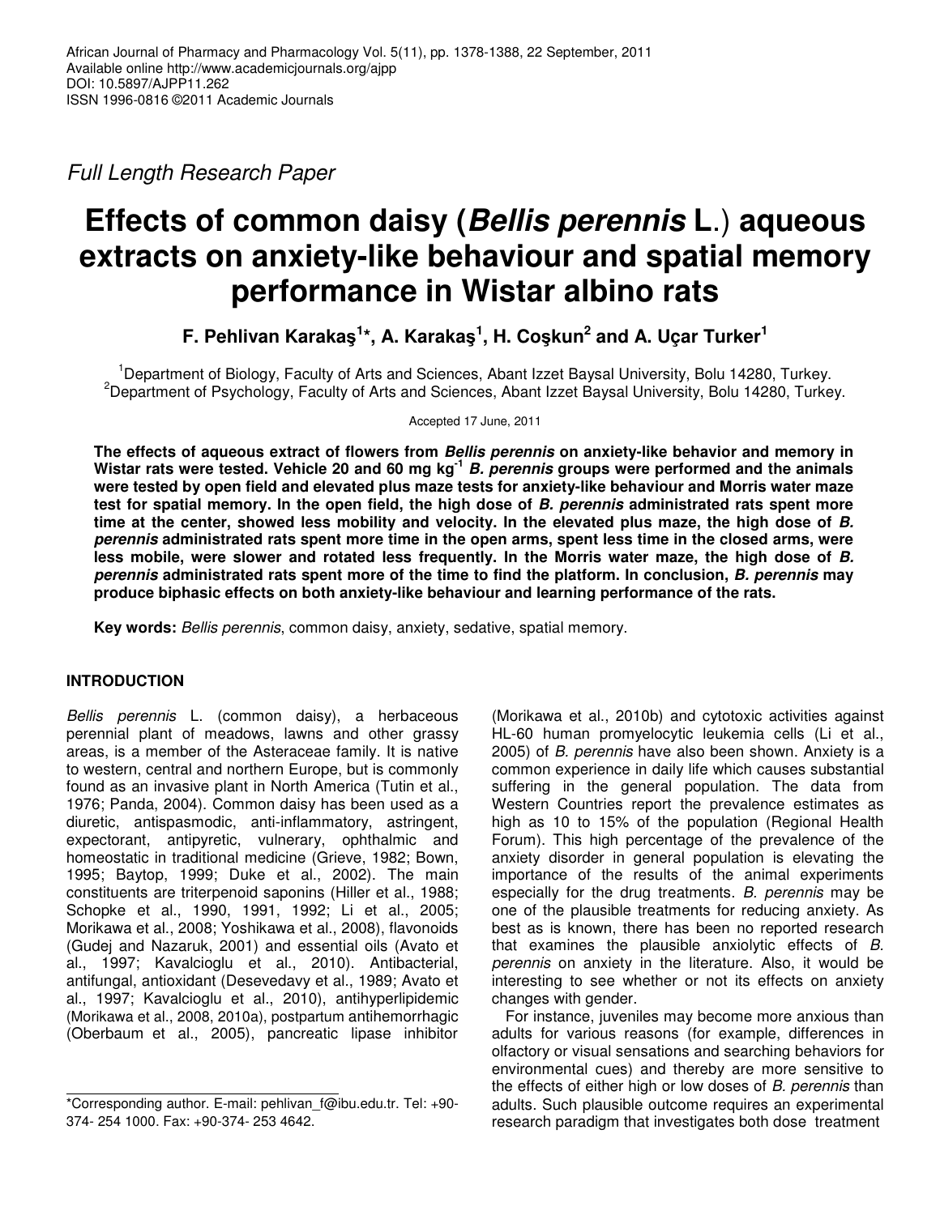Full Length Research Paper

# Effects of common daisy (*Bellis perennis* L.) aqueous extracts on anxiety-like behaviour and spatial memory performance in Wistar albino rats

**F. Pehlivan Karakaş[1]*, A. Karakaş[1], H. Coşkun[2] and A. Uçar Turker[1]**

[1]Department of Biology, Faculty of Arts and Sciences, Abant Izzet Baysal University, Bolu 14280, Turkey.
[2]Department of Psychology, Faculty of Arts and Sciences, Abant Izzet Baysal University, Bolu 14280, Turkey.

Accepted 17 June, 2011

**The effects of aqueous extract of flowers from *Bellis perennis* on anxiety-like behavior and memory in Wistar rats were tested. Vehicle 20 and 60 mg kg$^{-1}$ *B. perennis* groups were performed and the animals were tested by open field and elevated plus maze tests for anxiety-like behaviour and Morris water maze test for spatial memory. In the open field, the high dose of *B. perennis* administrated rats spent more time at the center, showed less mobility and velocity. In the elevated plus maze, the high dose of *B. perennis* administrated rats spent more time in the open arms, spent less time in the closed arms, were less mobile, were slower and rotated less frequently. In the Morris water maze, the high dose of *B. perennis* administrated rats spent more of the time to find the platform. In conclusion, *B. perennis* may produce biphasic effects on both anxiety-like behaviour and learning performance of the rats.**

**Key words:** *Bellis perennis*, common daisy, anxiety, sedative, spatial memory.

## INTRODUCTION

*Bellis perennis* L. (common daisy), a herbaceous perennial plant of meadows, lawns and other grassy areas, is a member of the Asteraceae family. It is native to western, central and northern Europe, but is commonly found as an invasive plant in North America (Tutin et al., 1976; Panda, 2004). Common daisy has been used as a diuretic, antispasmodic, anti-inflammatory, astringent, expectorant, antipyretic, vulnerary, ophthalmic and homeostatic in traditional medicine (Grieve, 1982; Bown, 1995; Baytop, 1999; Duke et al., 2002). The main constituents are triterpenoid saponins (Hiller et al., 1988; Schopke et al., 1990, 1991, 1992; Li et al., 2005; Morikawa et al., 2008; Yoshikawa et al., 2008), flavonoids (Gudej and Nazaruk, 2001) and essential oils (Avato et al., 1997; Kavalcioglu et al., 2010). Antibacterial, antifungal, antioxidant (Desevedavy et al., 1989; Avato et al., 1997; Kavalcioglu et al., 2010), antihyperlipidemic (Morikawa et al., 2008, 2010a), postpartum antihemorrhagic (Oberbaum et al., 2005), pancreatic lipase inhibitor (Morikawa et al., 2010b) and cytotoxic activities against HL-60 human promyelocytic leukemia cells (Li et al., 2005) of *B. perennis* have also been shown. Anxiety is a common experience in daily life which causes substantial suffering in the general population. The data from Western Countries report the prevalence estimates as high as 10 to 15% of the population (Regional Health Forum). This high percentage of the prevalence of the anxiety disorder in general population is elevating the importance of the results of the animal experiments especially for the drug treatments. *B. perennis* may be one of the plausible treatments for reducing anxiety. As best as is known, there has been no reported research that examines the plausible anxiolytic effects of *B. perennis* on anxiety in the literature. Also, it would be interesting to see whether or not its effects on anxiety changes with gender.

For instance, juveniles may become more anxious than adults for various reasons (for example, differences in olfactory or visual sensations and searching behaviors for environmental cues) and thereby are more sensitive to the effects of either high or low doses of *B. perennis* than adults. Such plausible outcome requires an experimental research paradigm that investigates both dose treatment

*Corresponding author. E-mail: pehlivan_f@ibu.edu.tr. Tel: +90-374- 254 1000. Fax: +90-374- 253 4642.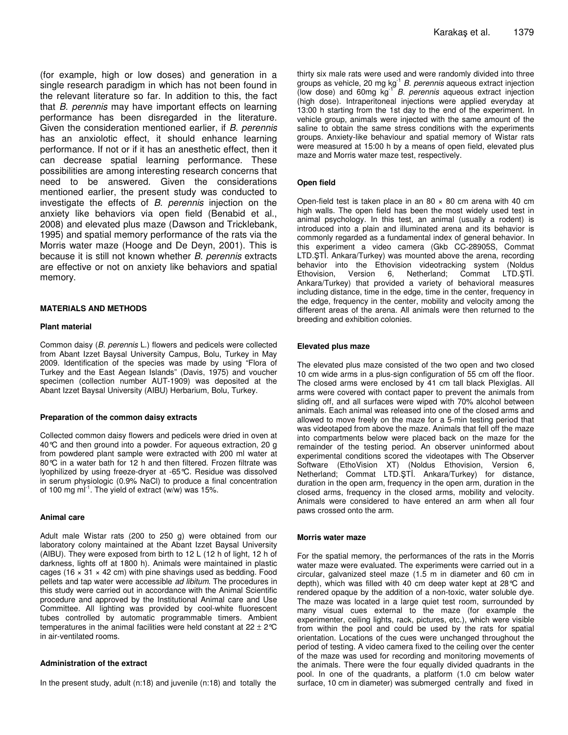(for example, high or low doses) and generation in a single research paradigm in which has not been found in the relevant literature so far. In addition to this, the fact that *B. perennis* may have important effects on learning performance has been disregarded in the literature. Given the consideration mentioned earlier, if *B. perennis* has an anxiolotic effect, it should enhance learning performance. If not or if it has an anesthetic effect, then it can decrease spatial learning performance. These possibilities are among interesting research concerns that need to be answered. Given the considerations mentioned earlier, the present study was conducted to investigate the effects of *B. perennis* injection on the anxiety like behaviors via open field (Benabid et al., 2008) and elevated plus maze (Dawson and Tricklebank, 1995) and spatial memory performance of the rats via the Morris water maze (Hooge and De Deyn, 2001). This is because it is still not known whether *B. perennis* extracts are effective or not on anxiety like behaviors and spatial memory.

## MATERIALS AND METHODS

### Plant material

Common daisy (*B. perennis* L.) flowers and pedicels were collected from Abant Izzet Baysal University Campus, Bolu, Turkey in May 2009. Identification of the species was made by using "Flora of Turkey and the East Aegean Islands" (Davis, 1975) and voucher specimen (collection number AUT-1909) was deposited at the Abant Izzet Baysal University (AIBU) Herbarium, Bolu, Turkey.

### Preparation of the common daisy extracts

Collected common daisy flowers and pedicels were dried in oven at 40°C and then ground into a powder. For aqueous extraction, 20 g from powdered plant sample were extracted with 200 ml water at 80°C in a water bath for 12 h and then filtered. Frozen filtrate was lyophilized by using freeze-dryer at -65°C. Residue was dissolved in serum physiologic (0.9% NaCl) to produce a final concentration of 100 mg $ml^{-1}$. The yield of extract (w/w) was 15%.

### Animal care

Adult male Wistar rats (200 to 250 g) were obtained from our laboratory colony maintained at the Abant Izzet Baysal University (AIBU). They were exposed from birth to 12 L (12 h of light, 12 h of darkness, lights off at 1800 h). Animals were maintained in plastic cages (16 × 31 × 42 cm) with pine shavings used as bedding. Food pellets and tap water were accessible *ad libitum*. The procedures in this study were carried out in accordance with the Animal Scientific procedure and approved by the Institutional Animal care and Use Committee. All lighting was provided by cool-white fluorescent tubes controlled by automatic programmable timers. Ambient temperatures in the animal facilities were held constant at 22 ± 2°C in air-ventilated rooms.

### Administration of the extract

In the present study, adult (n:18) and juvenile (n:18) and totally the thirty six male rats were used and were randomly divided into three groups as vehicle, 20 mg $kg^{-1}$ *B. perennis* aqueous extract injection (low dose) and 60mg $kg^{-1}$ *B. perennis* aqueous extract injection (high dose). Intraperitoneal injections were applied everyday at 13:00 h starting from the 1st day to the end of the experiment. In vehicle group, animals were injected with the same amount of the saline to obtain the same stress conditions with the experiments groups. Anxiety-like behaviour and spatial memory of Wistar rats were measured at 15:00 h by a means of open field, elevated plus maze and Morris water maze test, respectively.

### Open field

Open-field test is taken place in an 80 × 80 cm arena with 40 cm high walls. The open field has been the most widely used test in animal psychology. In this test, an animal (usually a rodent) is introduced into a plain and illuminated arena and its behavior is commonly regarded as a fundamental index of general behavior. In this experiment a video camera (Gkb CC-28905S, Commat LTD.ŞTİ. Ankara/Turkey) was mounted above the arena, recording behavior into the Ethovision videotracking system (Noldus Ethovision, Version 6, Netherland; Commat LTD.ŞTİ. Ankara/Turkey) that provided a variety of behavioral measures including distance, time in the edge, time in the center, frequency in the edge, frequency in the center, mobility and velocity among the different areas of the arena. All animals were then returned to the breeding and exhibition colonies.

### Elevated plus maze

The elevated plus maze consisted of the two open and two closed 10 cm wide arms in a plus-sign configuration of 55 cm off the floor. The closed arms were enclosed by 41 cm tall black Plexiglas. All arms were covered with contact paper to prevent the animals from sliding off, and all surfaces were wiped with 70% alcohol between animals. Each animal was released into one of the closed arms and allowed to move freely on the maze for a 5-min testing period that was videotaped from above the maze. Animals that fell off the maze into compartments below were placed back on the maze for the remainder of the testing period. An observer uninformed about experimental conditions scored the videotapes with The Observer Software (EthoVision XT) (Noldus Ethovision, Version 6, Netherland; Commat LTD.ŞTİ. Ankara/Turkey) for distance, duration in the open arm, frequency in the open arm, duration in the closed arms, frequency in the closed arms, mobility and velocity. Animals were considered to have entered an arm when all four paws crossed onto the arm.

### Morris water maze

For the spatial memory, the performances of the rats in the Morris water maze were evaluated. The experiments were carried out in a circular, galvanized steel maze (1.5 m in diameter and 60 cm in depth), which was filled with 40 cm deep water kept at 28°C and rendered opaque by the addition of a non-toxic, water soluble dye. The maze was located in a large quiet test room, surrounded by many visual cues external to the maze (for example the experimenter, ceiling lights, rack, pictures, etc.), which were visible from within the pool and could be used by the rats for spatial orientation. Locations of the cues were unchanged throughout the period of testing. A video camera fixed to the ceiling over the center of the maze was used for recording and monitoring movements of the animals. There were the four equally divided quadrants in the pool. In one of the quadrants, a platform (1.0 cm below water surface, 10 cm in diameter) was submerged centrally and fixed in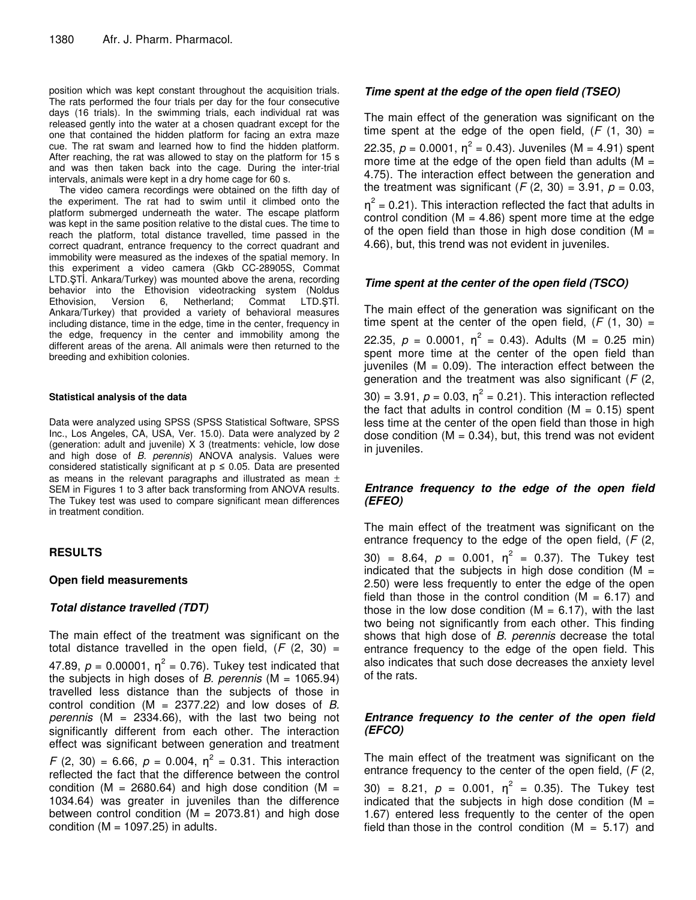position which was kept constant throughout the acquisition trials. The rats performed the four trials per day for the four consecutive days (16 trials). In the swimming trials, each individual rat was released gently into the water at a chosen quadrant except for the one that contained the hidden platform for facing an extra maze cue. The rat swam and learned how to find the hidden platform. After reaching, the rat was allowed to stay on the platform for 15 s and was then taken back into the cage. During the inter-trial intervals, animals were kept in a dry home cage for 60 s.

The video camera recordings were obtained on the fifth day of the experiment. The rat had to swim until it climbed onto the platform submerged underneath the water. The escape platform was kept in the same position relative to the distal cues. The time to reach the platform, total distance travelled, time passed in the correct quadrant, entrance frequency to the correct quadrant and immobility were measured as the indexes of the spatial memory. In this experiment a video camera (Gkb CC-28905S, Commat LTD.ŞTİ. Ankara/Turkey) was mounted above the arena, recording behavior into the Ethovision videotracking system (Noldus Ethovision, Version 6, Netherland; Commat LTD.ŞTİ. Ankara/Turkey) that provided a variety of behavioral measures including distance, time in the edge, time in the center, frequency in the edge, frequency in the center and immobility among the different areas of the arena. All animals were then returned to the breeding and exhibition colonies.

#### Statistical analysis of the data

Data were analyzed using SPSS (SPSS Statistical Software, SPSS Inc., Los Angeles, CA, USA, Ver. 15.0). Data were analyzed by 2 (generation: adult and juvenile) X 3 (treatments: vehicle, low dose and high dose of *B. perennis*) ANOVA analysis. Values were considered statistically significant at $p \leq 0.05$. Data are presented as means in the relevant paragraphs and illustrated as mean ± SEM in Figures 1 to 3 after back transforming from ANOVA results. The Tukey test was used to compare significant mean differences in treatment condition.

## RESULTS

### Open field measurements

#### *Total distance travelled (TDT)*

The main effect of the treatment was significant on the total distance travelled in the open field, ($F$ (2, 30) = 47.89, $p$ = 0.00001, $\eta^2$ = 0.76). Tukey test indicated that the subjects in high doses of *B. perennis* (M = 1065.94) travelled less distance than the subjects of those in control condition (M = 2377.22) and low doses of *B. perennis* (M = 2334.66), with the last two being not significantly different from each other. The interaction effect was significant between generation and treatment $F$ (2, 30) = 6.66, $p$ = 0.004, $\eta^2$ = 0.31. This interaction reflected the fact that the difference between the control condition (M = 2680.64) and high dose condition (M = 1034.64) was greater in juveniles than the difference between control condition (M = 2073.81) and high dose condition (M = 1097.25) in adults.

#### *Time spent at the edge of the open field (TSEO)*

The main effect of the generation was significant on the time spent at the edge of the open field, ($F$ (1, 30) = 22.35, $p$ = 0.0001, $\eta^2$ = 0.43). Juveniles (M = 4.91) spent more time at the edge of the open field than adults (M = 4.75). The interaction effect between the generation and the treatment was significant ($F$ (2, 30) = 3.91, $p$ = 0.03, $\eta^2$ = 0.21). This interaction reflected the fact that adults in control condition (M = 4.86) spent more time at the edge of the open field than those in high dose condition (M = 4.66), but, this trend was not evident in juveniles.

#### *Time spent at the center of the open field (TSCO)*

The main effect of the generation was significant on the time spent at the center of the open field, ($F$ (1, 30) = 22.35, $p$ = 0.0001, $\eta^2$ = 0.43). Adults (M = 0.25 min) spent more time at the center of the open field than juveniles (M = 0.09). The interaction effect between the generation and the treatment was also significant ($F$ (2, 30) = 3.91, $p$ = 0.03, $\eta^2$ = 0.21). This interaction reflected the fact that adults in control condition (M = 0.15) spent less time at the center of the open field than those in high dose condition (M = 0.34), but, this trend was not evident in juveniles.

#### *Entrance frequency to the edge of the open field (EFEO)*

The main effect of the treatment was significant on the entrance frequency to the edge of the open field, ($F$ (2, 30) = 8.64, $p$ = 0.001, $\eta^2$ = 0.37). The Tukey test indicated that the subjects in high dose condition (M = 2.50) were less frequently to enter the edge of the open field than those in the control condition (M = 6.17) and those in the low dose condition (M = 6.17), with the last two being not significantly from each other. This finding shows that high dose of *B. perennis* decrease the total entrance frequency to the edge of the open field. This also indicates that such dose decreases the anxiety level of the rats.

#### *Entrance frequency to the center of the open field (EFCO)*

The main effect of the treatment was significant on the entrance frequency to the center of the open field, ($F$ (2, 30) = 8.21, $p$ = 0.001, $\eta^2$ = 0.35). The Tukey test indicated that the subjects in high dose condition (M = 1.67) entered less frequently to the center of the open field than those in the control condition (M = 5.17) and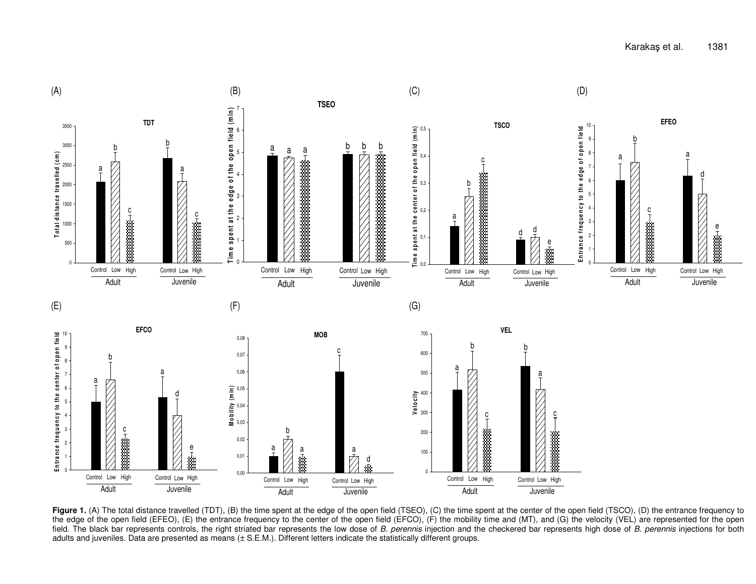**Figure 1.** (A) The total distance travelled (TDT), (B) the time spent at the edge of the open field (TSEO), (C) the time spent at the center of the open field (TSCO), (D) the entrance frequency to the edge of the open field (EFEO), (E) the entrance frequency to the center of the open field (EFCO), (F) the mobility time and (MT), and (G) the velocity (VEL) are represented for the open field. The black bar represents controls, the right striated bar represents the low dose of *B. perennis* injection and the checkered bar represents high dose of *B. perennis* injections for both adults and juveniles. Data are presented as means (± S.E.M.). Different letters indicate the statistically different groups.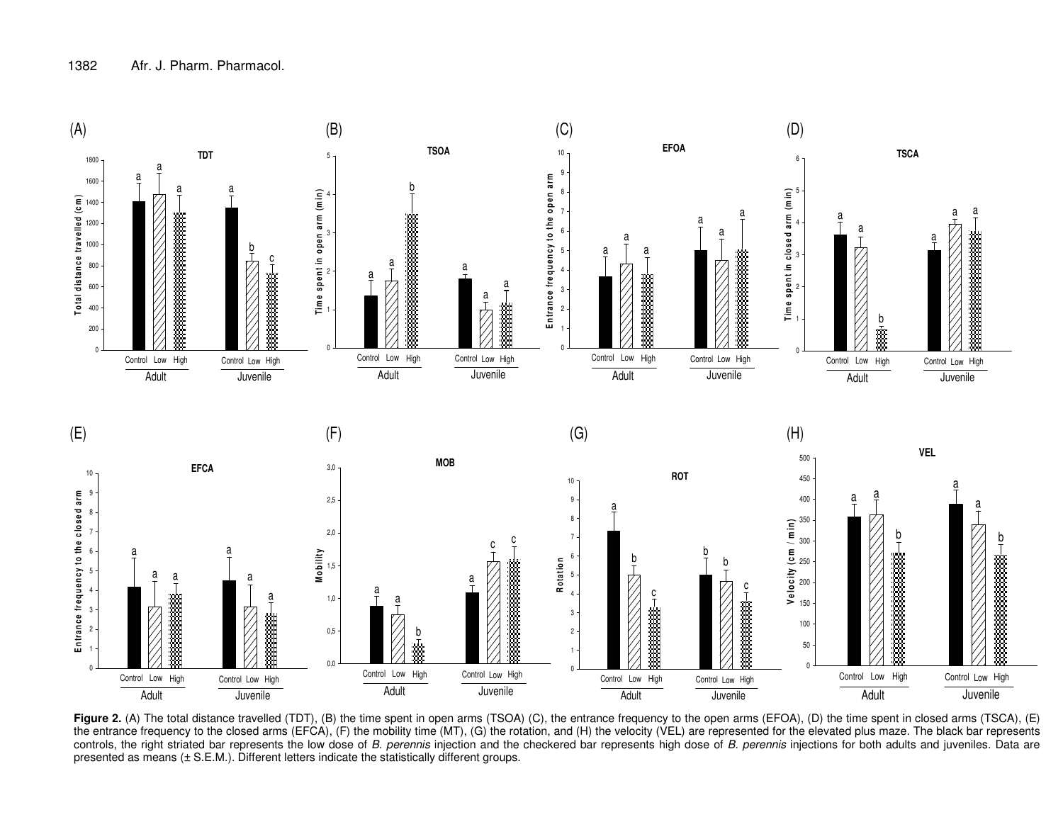**Figure 2.** (A) The total distance travelled (TDT), (B) the time spent in open arms (TSOA) (C), the entrance frequency to the open arms (EFOA), (D) the time spent in closed arms (TSCA), (E) the entrance frequency to the closed arms (EFCA), (F) the mobility time (MT), (G) the rotation, and (H) the velocity (VEL) are represented for the elevated plus maze. The black bar represents controls, the right striated bar represents the low dose of *B. perennis* injection and the checkered bar represents high dose of *B. perennis* injections for both adults and juveniles. Data are presented as means (± S.E.M.). Different letters indicate the statistically different groups.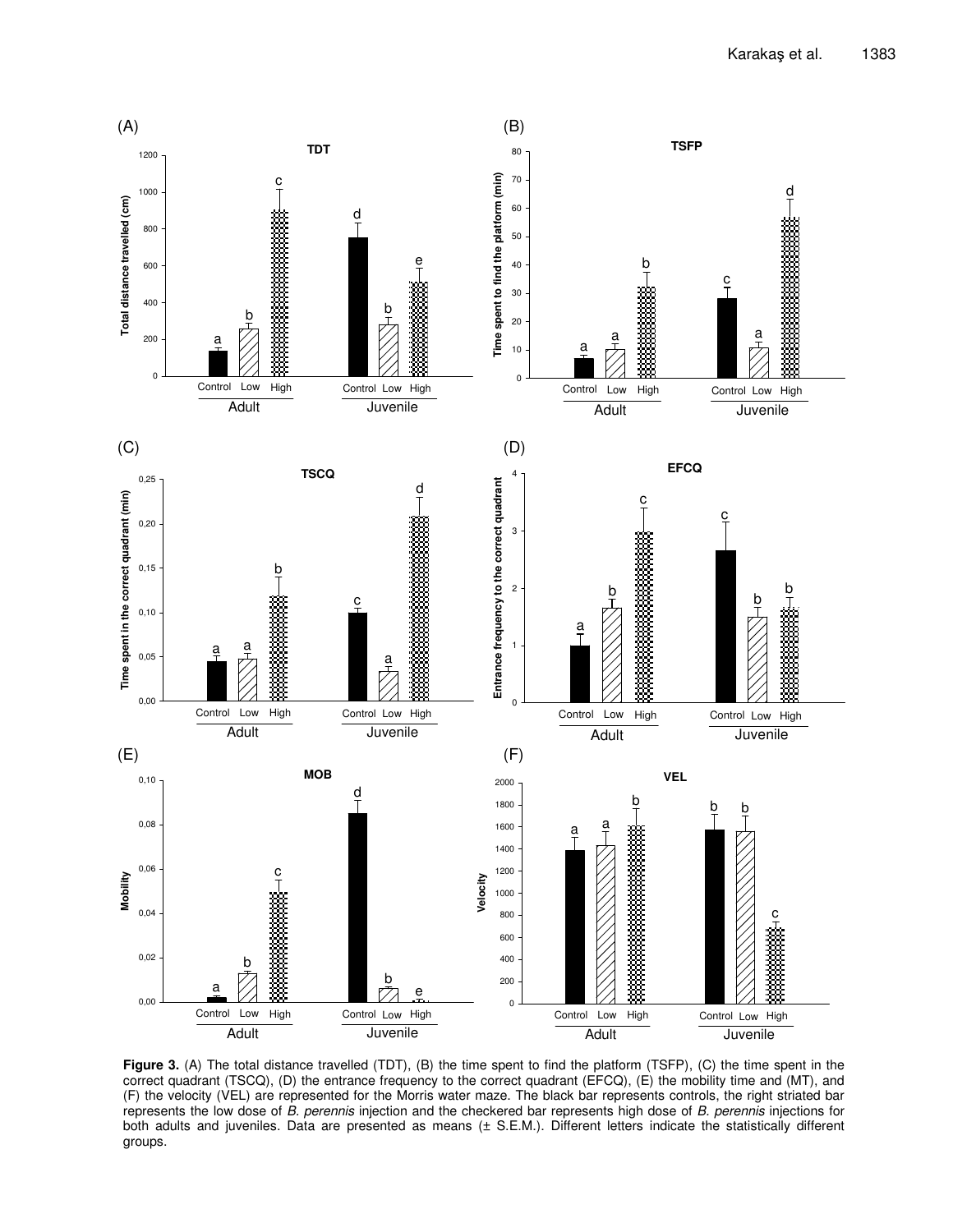**Figure 3.** (A) The total distance travelled (TDT), (B) the time spent to find the platform (TSFP), (C) the time spent in the correct quadrant (TSCQ), (D) the entrance frequency to the correct quadrant (EFCQ), (E) the mobility time and (MT), and (F) the velocity (VEL) are represented for the Morris water maze. The black bar represents controls, the right striated bar represents the low dose of *B. perennis* injection and the checkered bar represents high dose of *B. perennis* injections for both adults and juveniles. Data are presented as means (± S.E.M.). Different letters indicate the statistically different groups.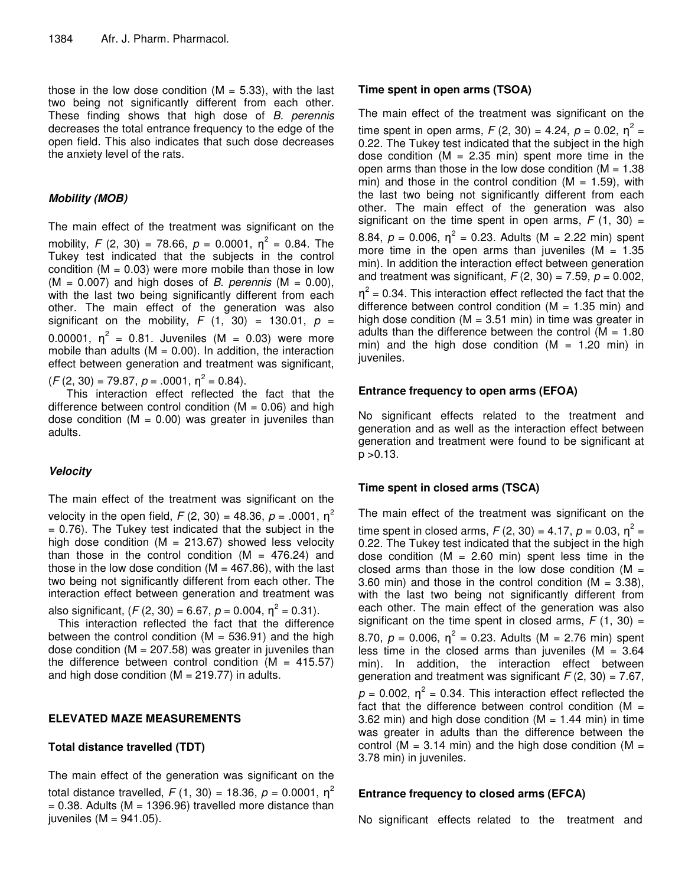those in the low dose condition ($M = 5.33$), with the last two being not significantly different from each other. These finding shows that high dose of *B. perennis* decreases the total entrance frequency to the edge of the open field. This also indicates that such dose decreases the anxiety level of the rats.

### *Mobility (MOB)*

The main effect of the treatment was significant on the mobility, $F(2, 30) = 78.66$, $p = 0.0001$, $\eta^2 = 0.84$. The Tukey test indicated that the subjects in the control condition ($M = 0.03$) were more mobile than those in low ($M = 0.007$) and high doses of *B. perennis* ($M = 0.00$), with the last two being significantly different from each other. The main effect of the generation was also significant on the mobility, $F(1, 30) = 130.01$, $p = 0.00001$, $\eta^2 = 0.81$. Juveniles ($M = 0.03$) were more mobile than adults ($M = 0.00$). In addition, the interaction effect between generation and treatment was significant, ($F(2, 30) = 79.87$, $p = .0001$, $\eta^2 = 0.84$).

This interaction effect reflected the fact that the difference between control condition ($M = 0.06$) and high dose condition ($M = 0.00$) was greater in juveniles than adults.

### *Velocity*

The main effect of the treatment was significant on the velocity in the open field, $F(2, 30) = 48.36$, $p = .0001$, $\eta^2 = 0.76$). The Tukey test indicated that the subject in the high dose condition ($M = 213.67$) showed less velocity than those in the control condition ($M = 476.24$) and those in the low dose condition ($M = 467.86$), with the last two being not significantly different from each other. The interaction effect between generation and treatment was also significant, ($F(2, 30) = 6.67$, $p = 0.004$, $\eta^2 = 0.31$).

This interaction reflected the fact that the difference between the control condition ($M = 536.91$) and the high dose condition ($M = 207.58$) was greater in juveniles than the difference between control condition ($M = 415.57$) and high dose condition ($M = 219.77$) in adults.

## ELEVATED MAZE MEASUREMENTS

### Total distance travelled (TDT)

The main effect of the generation was significant on the total distance travelled, $F(1, 30) = 18.36$, $p = 0.0001$, $\eta^2 = 0.38$. Adults ($M = 1396.96$) travelled more distance than juveniles ($M = 941.05$).

### Time spent in open arms (TSOA)

The main effect of the treatment was significant on the time spent in open arms, $F(2, 30) = 4.24$, $p = 0.02$, $\eta^2 = 0.22$. The Tukey test indicated that the subject in the high dose condition ($M = 2.35$ min) spent more time in the open arms than those in the low dose condition ($M = 1.38$ min) and those in the control condition ($M = 1.59$), with the last two being not significantly different from each other. The main effect of the generation was also significant on the time spent in open arms, $F(1, 30) = 8.84$, $p = 0.006$, $\eta^2 = 0.23$. Adults ($M = 2.22$ min) spent more time in the open arms than juveniles ($M = 1.35$ min). In addition the interaction effect between generation and treatment was significant, $F(2, 30) = 7.59$, $p = 0.002$, $\eta^2 = 0.34$. This interaction effect reflected the fact that the difference between control condition ($M = 1.35$ min) and high dose condition ($M = 3.51$ min) in time was greater in adults than the difference between the control ($M = 1.80$ min) and the high dose condition ($M = 1.20$ min) in juveniles.

### Entrance frequency to open arms (EFOA)

No significant effects related to the treatment and generation and as well as the interaction effect between generation and treatment were found to be significant at $p > 0.13$.

### Time spent in closed arms (TSCA)

The main effect of the treatment was significant on the time spent in closed arms, $F(2, 30) = 4.17$, $p = 0.03$, $\eta^2 = 0.22$. The Tukey test indicated that the subject in the high dose condition ($M = 2.60$ min) spent less time in the closed arms than those in the low dose condition ($M = 3.60$ min) and those in the control condition ($M = 3.38$), with the last two being not significantly different from each other. The main effect of the generation was also significant on the time spent in closed arms, $F(1, 30) = 8.70$, $p = 0.006$, $\eta^2 = 0.23$. Adults ($M = 2.76$ min) spent less time in the closed arms than juveniles ($M = 3.64$ min). In addition, the interaction effect between generation and treatment was significant $F(2, 30) = 7.67$, $p = 0.002$, $\eta^2 = 0.34$. This interaction effect reflected the fact that the difference between control condition ($M = 3.62$ min) and high dose condition ($M = 1.44$ min) in time was greater in adults than the difference between the control ($M = 3.14$ min) and the high dose condition ($M = 3.78$ min) in juveniles.

### Entrance frequency to closed arms (EFCA)

No significant effects related to the treatment and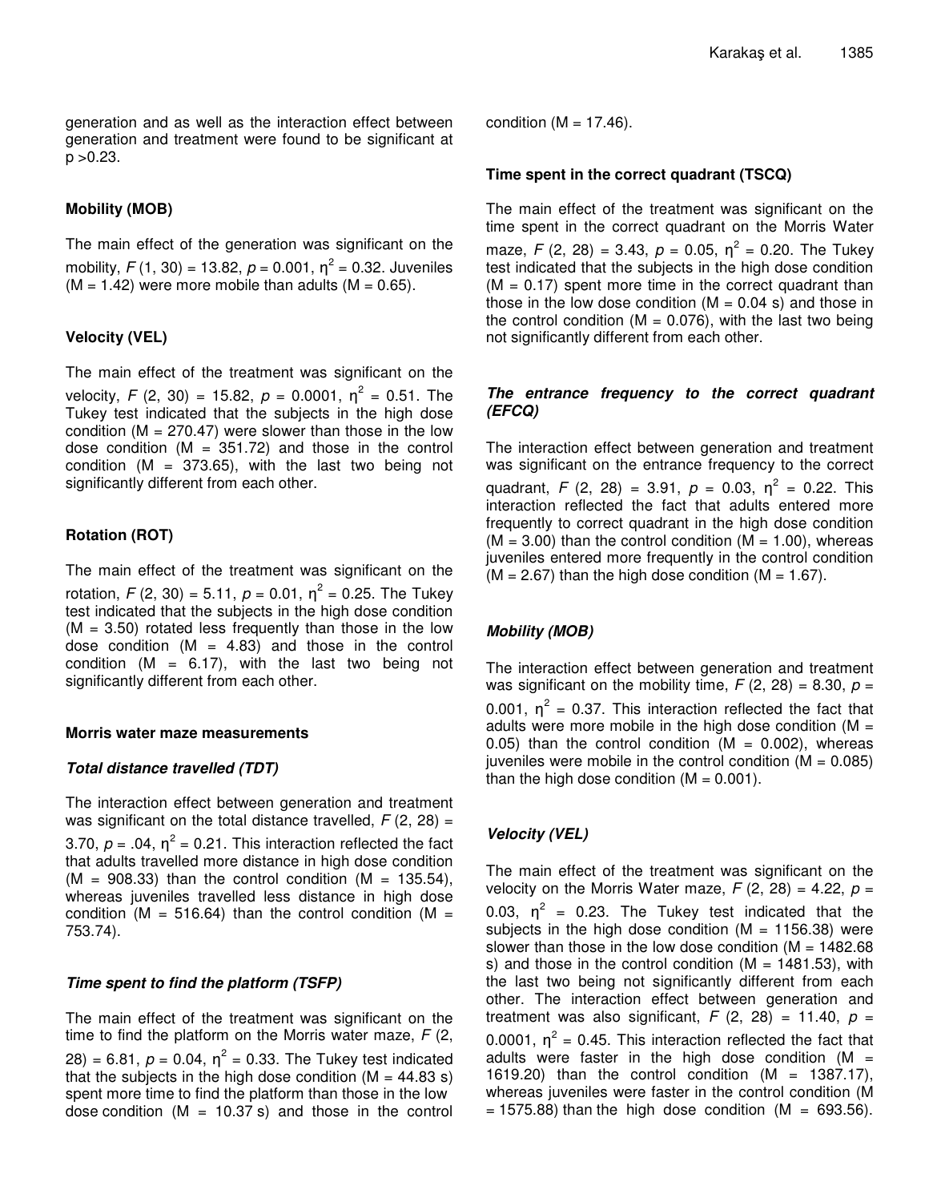generation and as well as the interaction effect between generation and treatment were found to be significant at $p > 0.23$.

### Mobility (MOB)

The main effect of the generation was significant on the mobility, $F(1, 30) = 13.82$, $p = 0.001$, $\eta^2 = 0.32$. Juveniles (M = 1.42) were more mobile than adults (M = 0.65).

### Velocity (VEL)

The main effect of the treatment was significant on the velocity, $F(2, 30) = 15.82$, $p = 0.0001$, $\eta^2 = 0.51$. The Tukey test indicated that the subjects in the high dose condition (M = 270.47) were slower than those in the low dose condition (M = 351.72) and those in the control condition (M = 373.65), with the last two being not significantly different from each other.

### Rotation (ROT)

The main effect of the treatment was significant on the rotation, $F(2, 30) = 5.11$, $p = 0.01$, $\eta^2 = 0.25$. The Tukey test indicated that the subjects in the high dose condition (M = 3.50) rotated less frequently than those in the low dose condition (M = 4.83) and those in the control condition (M = 6.17), with the last two being not significantly different from each other.

### Morris water maze measurements

#### *Total distance travelled (TDT)*

The interaction effect between generation and treatment was significant on the total distance travelled, $F(2, 28) = 3.70$, $p = .04$, $\eta^2 = 0.21$. This interaction reflected the fact that adults travelled more distance in high dose condition (M = 908.33) than the control condition (M = 135.54), whereas juveniles travelled less distance in high dose condition (M = 516.64) than the control condition (M = 753.74).

#### *Time spent to find the platform (TSFP)*

The main effect of the treatment was significant on the time to find the platform on the Morris water maze, $F(2, 28) = 6.81$, $p = 0.04$, $\eta^2 = 0.33$. The Tukey test indicated that the subjects in the high dose condition (M = 44.83 s) spent more time to find the platform than those in the low dose condition (M = 10.37 s) and those in the control condition (M = 17.46).

#### Time spent in the correct quadrant (TSCQ)

The main effect of the treatment was significant on the time spent in the correct quadrant on the Morris Water maze, $F(2, 28) = 3.43$, $p = 0.05$, $\eta^2 = 0.20$. The Tukey test indicated that the subjects in the high dose condition (M = 0.17) spent more time in the correct quadrant than those in the low dose condition (M = 0.04 s) and those in the control condition (M = 0.076), with the last two being not significantly different from each other.

#### *The entrance frequency to the correct quadrant (EFCQ)*

The interaction effect between generation and treatment was significant on the entrance frequency to the correct quadrant, $F(2, 28) = 3.91$, $p = 0.03$, $\eta^2 = 0.22$. This interaction reflected the fact that adults entered more frequently to correct quadrant in the high dose condition (M = 3.00) than the control condition (M = 1.00), whereas juveniles entered more frequently in the control condition (M = 2.67) than the high dose condition (M = 1.67).

#### *Mobility (MOB)*

The interaction effect between generation and treatment was significant on the mobility time, $F(2, 28) = 8.30$, $p = 0.001$, $\eta^2 = 0.37$. This interaction reflected the fact that adults were more mobile in the high dose condition (M = 0.05) than the control condition (M = 0.002), whereas juveniles were mobile in the control condition (M = 0.085) than the high dose condition (M = 0.001).

#### *Velocity (VEL)*

The main effect of the treatment was significant on the velocity on the Morris Water maze, $F(2, 28) = 4.22$, $p = 0.03$, $\eta^2 = 0.23$. The Tukey test indicated that the subjects in the high dose condition (M = 1156.38) were slower than those in the low dose condition (M = 1482.68 s) and those in the control condition (M = 1481.53), with the last two being not significantly different from each other. The interaction effect between generation and treatment was also significant, $F(2, 28) = 11.40$, $p = 0.0001$, $\eta^2 = 0.45$. This interaction reflected the fact that adults were faster in the high dose condition (M = 1619.20) than the control condition (M = 1387.17), whereas juveniles were faster in the control condition (M = 1575.88) than the high dose condition (M = 693.56).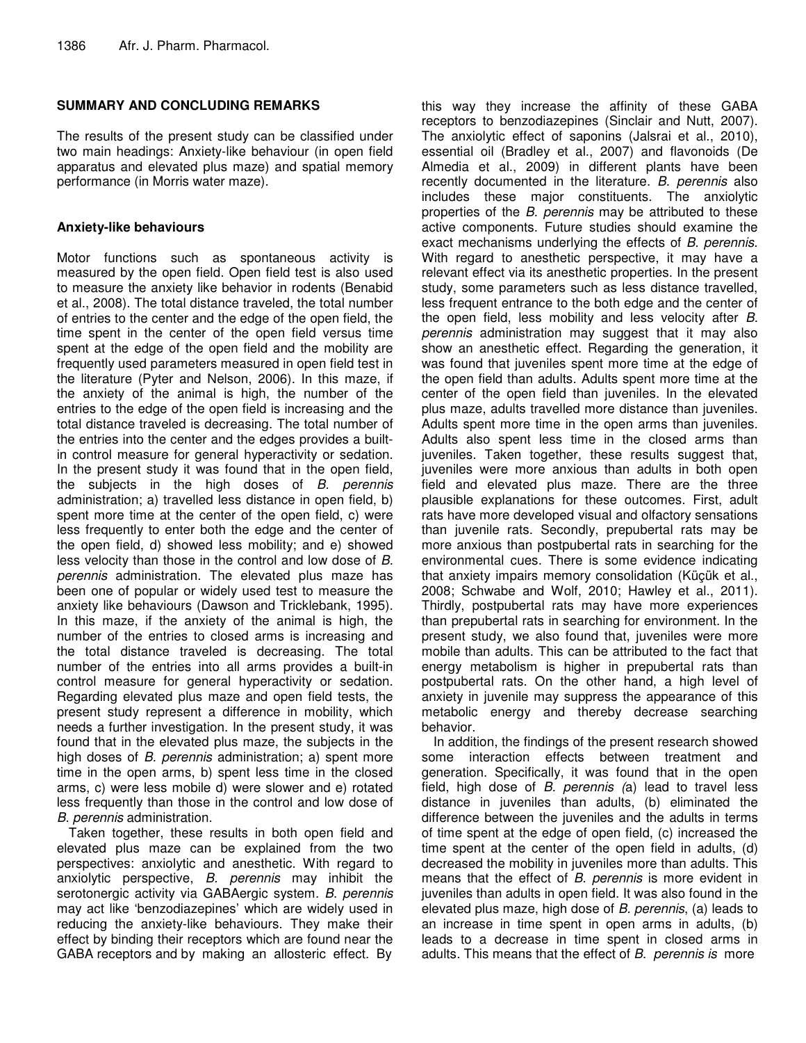## SUMMARY AND CONCLUDING REMARKS

The results of the present study can be classified under two main headings: Anxiety-like behaviour (in open field apparatus and elevated plus maze) and spatial memory performance (in Morris water maze).

### Anxiety-like behaviours

Motor functions such as spontaneous activity is measured by the open field. Open field test is also used to measure the anxiety like behavior in rodents (Benabid et al., 2008). The total distance traveled, the total number of entries to the center and the edge of the open field, the time spent in the center of the open field versus time spent at the edge of the open field and the mobility are frequently used parameters measured in open field test in the literature (Pyter and Nelson, 2006). In this maze, if the anxiety of the animal is high, the number of the entries to the edge of the open field is increasing and the total distance traveled is decreasing. The total number of the entries into the center and the edges provides a built-in control measure for general hyperactivity or sedation. In the present study it was found that in the open field, the subjects in the high doses of *B. perennis* administration; a) travelled less distance in open field, b) spent more time at the center of the open field, c) were less frequently to enter both the edge and the center of the open field, d) showed less mobility; and e) showed less velocity than those in the control and low dose of *B. perennis* administration. The elevated plus maze has been one of popular or widely used test to measure the anxiety like behaviours (Dawson and Tricklebank, 1995). In this maze, if the anxiety of the animal is high, the number of the entries to closed arms is increasing and the total distance traveled is decreasing. The total number of the entries into all arms provides a built-in control measure for general hyperactivity or sedation. Regarding elevated plus maze and open field tests, the present study represent a difference in mobility, which needs a further investigation. In the present study, it was found that in the elevated plus maze, the subjects in the high doses of *B. perennis* administration; a) spent more time in the open arms, b) spent less time in the closed arms, c) were less mobile d) were slower and e) rotated less frequently than those in the control and low dose of *B. perennis* administration.

Taken together, these results in both open field and elevated plus maze can be explained from the two perspectives: anxiolytic and anesthetic. With regard to anxiolytic perspective, *B. perennis* may inhibit the serotonergic activity via GABAergic system. *B. perennis* may act like 'benzodiazepines' which are widely used in reducing the anxiety-like behaviours. They make their effect by binding their receptors which are found near the GABA receptors and by making an allosteric effect. By this way they increase the affinity of these GABA receptors to benzodiazepines (Sinclair and Nutt, 2007). The anxiolytic effect of saponins (Jalsrai et al., 2010), essential oil (Bradley et al., 2007) and flavonoids (De Almedia et al., 2009) in different plants have been recently documented in the literature. *B. perennis* also includes these major constituents. The anxiolytic properties of the *B. perennis* may be attributed to these active components. Future studies should examine the exact mechanisms underlying the effects of *B. perennis*. With regard to anesthetic perspective, it may have a relevant effect via its anesthetic properties. In the present study, some parameters such as less distance travelled, less frequent entrance to the both edge and the center of the open field, less mobility and less velocity after *B. perennis* administration may suggest that it may also show an anesthetic effect. Regarding the generation, it was found that juveniles spent more time at the edge of the open field than adults. Adults spent more time at the center of the open field than juveniles. In the elevated plus maze, adults travelled more distance than juveniles. Adults spent more time in the open arms than juveniles. Adults also spent less time in the closed arms than juveniles. Taken together, these results suggest that, juveniles were more anxious than adults in both open field and elevated plus maze. There are the three plausible explanations for these outcomes. First, adult rats have more developed visual and olfactory sensations than juvenile rats. Secondly, prepubertal rats may be more anxious than postpubertal rats in searching for the environmental cues. There is some evidence indicating that anxiety impairs memory consolidation (Küçük et al., 2008; Schwabe and Wolf, 2010; Hawley et al., 2011). Thirdly, postpubertal rats may have more experiences than prepubertal rats in searching for environment. In the present study, we also found that, juveniles were more mobile than adults. This can be attributed to the fact that energy metabolism is higher in prepubertal rats than postpubertal rats. On the other hand, a high level of anxiety in juvenile may suppress the appearance of this metabolic energy and thereby decrease searching behavior.

In addition, the findings of the present research showed some interaction effects between treatment and generation. Specifically, it was found that in the open field, high dose of *B. perennis (*a) lead to travel less distance in juveniles than adults, (b) eliminated the difference between the juveniles and the adults in terms of time spent at the edge of open field, (c) increased the time spent at the center of the open field in adults, (d) decreased the mobility in juveniles more than adults. This means that the effect of *B. perennis* is more evident in juveniles than adults in open field. It was also found in the elevated plus maze, high dose of *B. perennis*, (a) leads to an increase in time spent in open arms in adults, (b) leads to a decrease in time spent in closed arms in adults. This means that the effect of *B. perennis is* more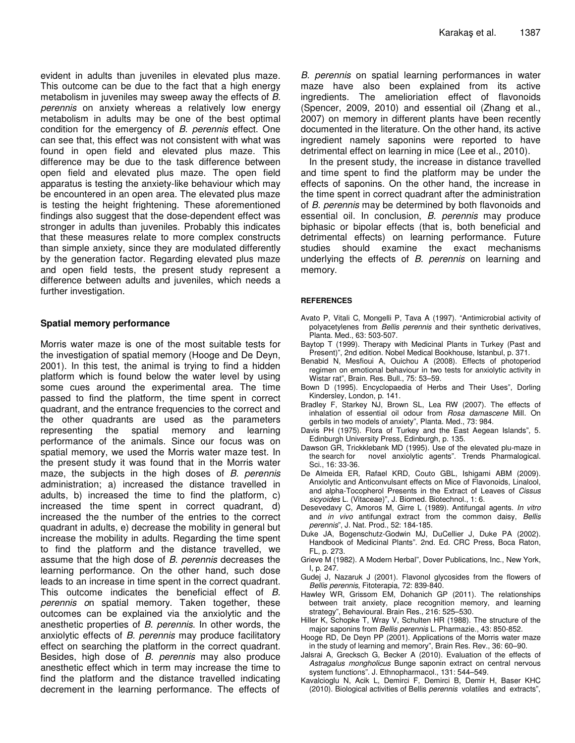evident in adults than juveniles in elevated plus maze. This outcome can be due to the fact that a high energy metabolism in juveniles may sweep away the effects of *B. perennis* on anxiety whereas a relatively low energy metabolism in adults may be one of the best optimal condition for the emergency of *B. perennis* effect. One can see that, this effect was not consistent with what was found in open field and elevated plus maze. This difference may be due to the task difference between open field and elevated plus maze. The open field apparatus is testing the anxiety-like behaviour which may be encountered in an open area. The elevated plus maze is testing the height frightening. These aforementioned findings also suggest that the dose-dependent effect was stronger in adults than juveniles. Probably this indicates that these measures relate to more complex constructs than simple anxiety, since they are modulated differently by the generation factor. Regarding elevated plus maze and open field tests, the present study represent a difference between adults and juveniles, which needs a further investigation.

### Spatial memory performance

Morris water maze is one of the most suitable tests for the investigation of spatial memory (Hooge and De Deyn, 2001). In this test, the animal is trying to find a hidden platform which is found below the water level by using some cues around the experimental area. The time passed to find the platform, the time spent in correct quadrant, and the entrance frequencies to the correct and the other quadrants are used as the parameters representing the spatial memory and learning performance of the animals. Since our focus was on spatial memory, we used the Morris water maze test. In the present study it was found that in the Morris water maze, the subjects in the high doses of *B. perennis* administration; a) increased the distance travelled in adults, b) increased the time to find the platform, c) increased the time spent in correct quadrant, d) increased the the number of the entries to the correct quadrant in adults, e) decrease the mobility in general but increase the mobility in adults. Regarding the time spent to find the platform and the distance travelled, we assume that the high dose of *B. perennis* decreases the learning performance. On the other hand, such dose leads to an increase in time spent in the correct quadrant. This outcome indicates the beneficial effect of *B. perennis* on spatial memory. Taken together, these outcomes can be explained via the anxiolytic and the anesthetic properties of *B. perennis.* In other words, the anxiolytic effects of *B. perennis* may produce facilitatory effect on searching the platform in the correct quadrant. Besides, high dose of *B. perennis* may also produce anesthetic effect which in term may increase the time to find the platform and the distance travelled indicating decrement in the learning performance. The effects of *B. perennis* on spatial learning performances in water maze have also been explained from its active ingredients. The amelioriation effect of flavonoids (Spencer, 2009, 2010) and essential oil (Zhang et al., 2007) on memory in different plants have been recently documented in the literature. On the other hand, its active ingredient namely saponins were reported to have detrimental effect on learning in mice (Lee et al., 2010).

In the present study, the increase in distance travelled and time spent to find the platform may be under the effects of saponins. On the other hand, the increase in the time spent in correct quadrant after the administration of *B. perennis* may be determined by both flavonoids and essential oil. In conclusion, *B. perennis* may produce biphasic or bipolar effects (that is, both beneficial and detrimental effects) on learning performance. Future studies should examine the exact mechanisms underlying the effects of *B. perennis* on learning and memory.

## REFERENCES

Avato P, Vitali C, Mongelli P, Tava A (1997). "Antimicrobial activity of polyacetylenes from *Bellis perennis* and their synthetic derivatives, Planta. Med., 63: 503-507.

Baytop T (1999). Therapy with Medicinal Plants in Turkey (Past and Present)", 2nd edition. Nobel Medical Bookhouse, Istanbul, p. 371.

Benabid N, Mesfioui A, Ouichou A (2008). Effects of photoperiod regimen on emotional behaviour in two tests for anxiolytic activity in Wistar rat", Brain. Res. Bull., 75: 53–59.

Bown D (1995). Encyclopaedia of Herbs and Their Uses", Dorling Kindersley, London, p. 141.

Bradley F, Starkey NJ, Brown SL, Lea RW (2007). The effects of inhalation of essential oil odour from *Rosa damascene* Mill. On gerbils in two models of anxiety", Planta. Med., 73: 984.

Davis PH (1975). Flora of Turkey and the East Aegean Islands", 5. Edinburgh University Press, Edinburgh, p. 135.

Dawson GR, Trickklebank MD (1995). Use of the elevated plu-maze in the search for novel anxiolytic agents". Trends Pharmalogical. Sci., 16: 33-36.

De Almeida ER, Rafael KRD, Couto GBL, Ishigami ABM (2009). Anxiolytic and Anticonvulsant effects on Mice of Flavonoids, Linalool, and alpha-Tocopherol Presents in the Extract of Leaves of *Cissus sicyoides* L. (Vitaceae)", J. Biomed. Biotechnol., 1: 6.

Desevedavy C, Amoros M, Girre L (1989). Antifungal agents. *In vitro* and *in vivo* antifungal extract from the common daisy, *Bellis perennis*", J. Nat. Prod., 52: 184-185.

Duke JA, Bogenschutz-Godwin MJ, DuCellier J, Duke PA (2002). Handbook of Medicinal Plants". 2nd. Ed. CRC Press, Boca Raton, FL, p. 273.

Grieve M (1982). A Modern Herbal", Dover Publications, Inc., New York, I, p. 247.

Gudej J, Nazaruk J (2001). Flavonol glycosides from the flowers of *Bellis perennis*, Fitoterapia, 72: 839-840.

Hawley WR, Grissom EM, Dohanich GP (2011). The relationships between trait anxiety, place recognition memory, and learning strategy", Behavioural. Brain Res., 216: 525–530.

Hiller K, Schopke T, Wray V, Schulten HR (1988). The structure of the major saponins from *Bellis perennis* L. Pharmazie., 43: 850-852.

Hooge RD, De Deyn PP (2001). Applications of the Morris water maze in the study of learning and memory", Brain Res. Rev., 36: 60–90.

Jalsrai A, Grecksch G, Becker A (2010). Evaluation of the effects of *Astragalus mongholicus* Bunge saponin extract on central nervous system functions". J. Ethnopharmacol., 131: 544–549.

Kavalcioglu N, Acik L, Demirci F, Demirci B, Demir H, Baser KHC (2010). Biological activities of Bellis *perennis* volatiles and extracts",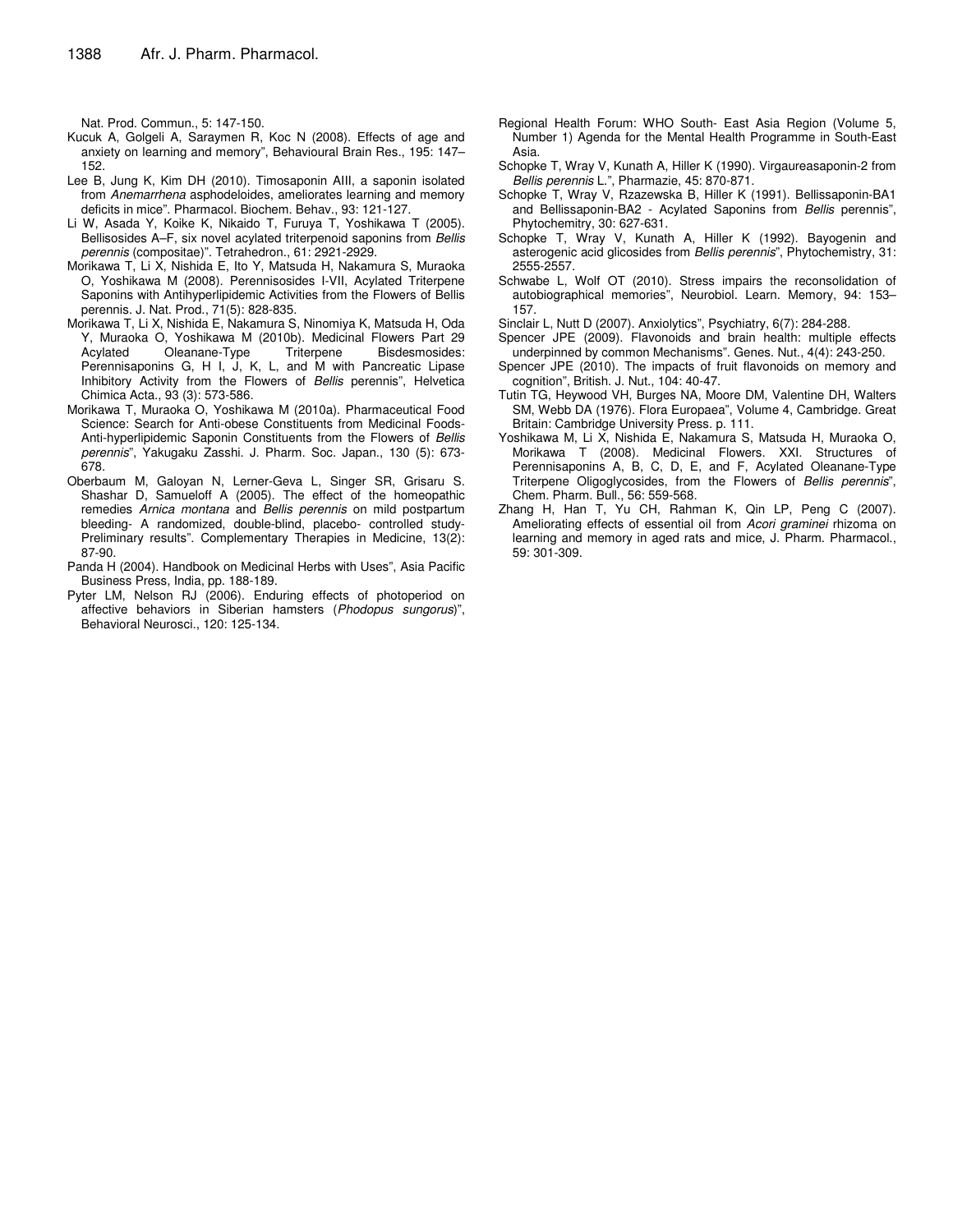Nat. Prod. Commun., 5: 147-150.

Kucuk A, Golgeli A, Saraymen R, Koc N (2008). Effects of age and anxiety on learning and memory", Behavioural Brain Res., 195: 147–152.

Lee B, Jung K, Kim DH (2010). Timosaponin AIII, a saponin isolated from *Anemarrhena* asphodeloides, ameliorates learning and memory deficits in mice". Pharmacol. Biochem. Behav., 93: 121-127.

Li W, Asada Y, Koike K, Nikaido T, Furuya T, Yoshikawa T (2005). Bellisosides A–F, six novel acylated triterpenoid saponins from *Bellis perennis* (compositae)". Tetrahedron., 61: 2921-2929.

Morikawa T, Li X, Nishida E, Ito Y, Matsuda H, Nakamura S, Muraoka O, Yoshikawa M (2008). Perennisosides I-VII, Acylated Triterpene Saponins with Antihyperlipidemic Activities from the Flowers of Bellis perennis. J. Nat. Prod., 71(5): 828-835.

Morikawa T, Li X, Nishida E, Nakamura S, Ninomiya K, Matsuda H, Oda Y, Muraoka O, Yoshikawa M (2010b). Medicinal Flowers Part 29 Acylated Oleanane-Type Triterpene Bisdesmosides: Perennisaponins G, H I, J, K, L, and M with Pancreatic Lipase Inhibitory Activity from the Flowers of *Bellis* perennis", Helvetica Chimica Acta., 93 (3): 573-586.

Morikawa T, Muraoka O, Yoshikawa M (2010a). Pharmaceutical Food Science: Search for Anti-obese Constituents from Medicinal Foods-Anti-hyperlipidemic Saponin Constituents from the Flowers of *Bellis perennis*", Yakugaku Zasshi. J. Pharm. Soc. Japan., 130 (5): 673-678.

Oberbaum M, Galoyan N, Lerner-Geva L, Singer SR, Grisaru S. Shashar D, Samueloff A (2005). The effect of the homeopathic remedies *Arnica montana* and *Bellis perennis* on mild postpartum bleeding- A randomized, double-blind, placebo- controlled study-Preliminary results". Complementary Therapies in Medicine, 13(2): 87-90.

Panda H (2004). Handbook on Medicinal Herbs with Uses", Asia Pacific Business Press, India, pp. 188-189.

Pyter LM, Nelson RJ (2006). Enduring effects of photoperiod on affective behaviors in Siberian hamsters (*Phodopus sungorus*)", Behavioral Neurosci., 120: 125-134.

Regional Health Forum: WHO South- East Asia Region (Volume 5, Number 1) Agenda for the Mental Health Programme in South-East Asia.

Schopke T, Wray V, Kunath A, Hiller K (1990). Virgaureasaponin-2 from *Bellis perennis* L.", Pharmazie, 45: 870-871.

Schopke T, Wray V, Rzazewska B, Hiller K (1991). Bellissaponin-BA1 and Bellissaponin-BA2 - Acylated Saponins from *Bellis* perennis", Phytochemitry, 30: 627-631.

Schopke T, Wray V, Kunath A, Hiller K (1992). Bayogenin and asterogenic acid glicosides from *Bellis perennis*", Phytochemistry, 31: 2555-2557.

Schwabe L, Wolf OT (2010). Stress impairs the reconsolidation of autobiographical memories", Neurobiol. Learn. Memory, 94: 153–157.

Sinclair L, Nutt D (2007). Anxiolytics", Psychiatry, 6(7): 284-288.

Spencer JPE (2009). Flavonoids and brain health: multiple effects underpinned by common Mechanisms". Genes. Nut., 4(4): 243-250.

Spencer JPE (2010). The impacts of fruit flavonoids on memory and cognition", British. J. Nut., 104: 40-47.

Tutin TG, Heywood VH, Burges NA, Moore DM, Valentine DH, Walters SM, Webb DA (1976). Flora Europaea", Volume 4, Cambridge. Great Britain: Cambridge University Press. p. 111.

Yoshikawa M, Li X, Nishida E, Nakamura S, Matsuda H, Muraoka O, Morikawa T (2008). Medicinal Flowers. XXI. Structures of Perennisaponins A, B, C, D, E, and F, Acylated Oleanane-Type Triterpene Oligoglycosides, from the Flowers of *Bellis perennis*", Chem. Pharm. Bull., 56: 559-568.

Zhang H, Han T, Yu CH, Rahman K, Qin LP, Peng C (2007). Ameliorating effects of essential oil from *Acori graminei* rhizoma on learning and memory in aged rats and mice, J. Pharm. Pharmacol., 59: 301-309.